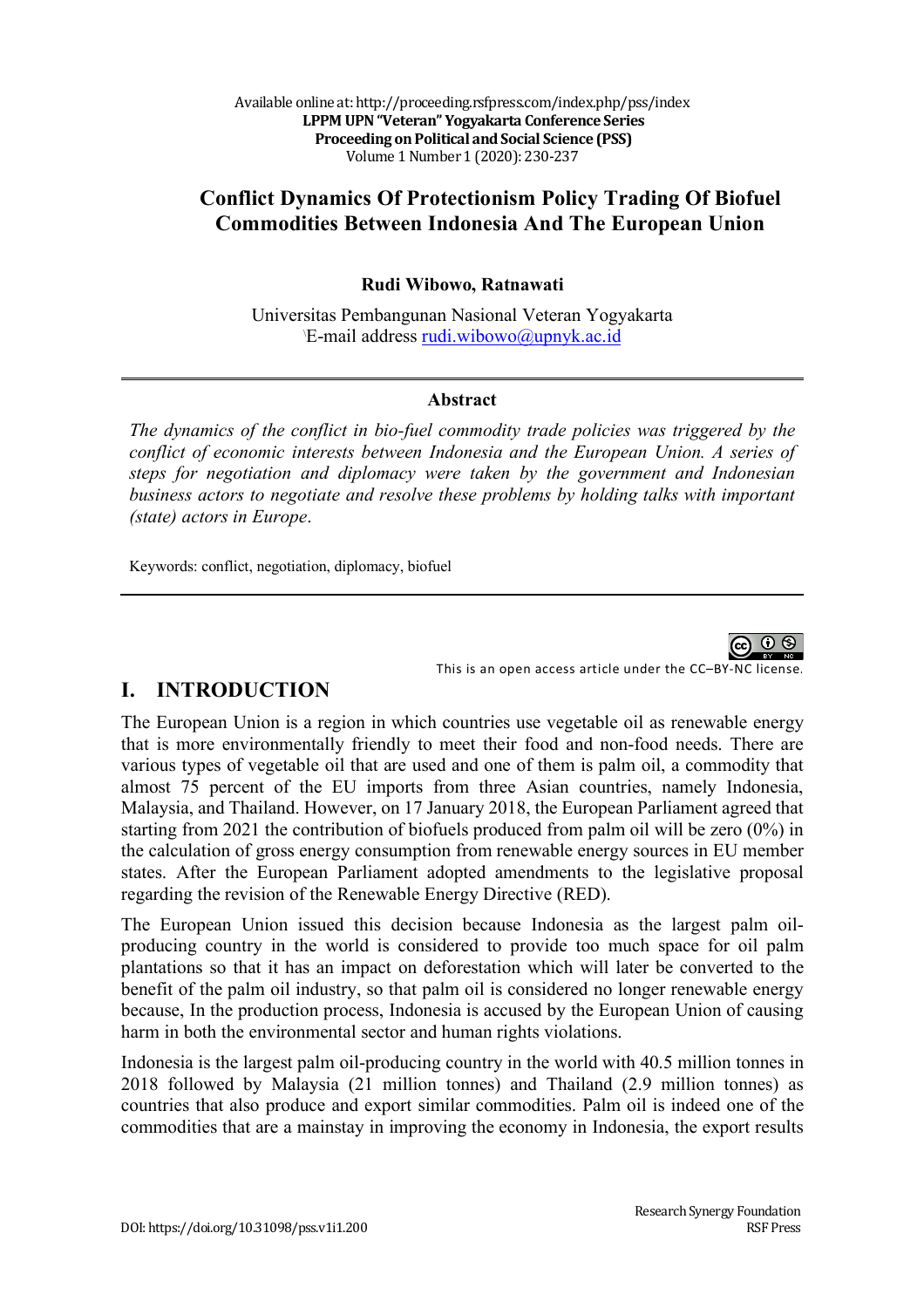# Conflict Dynamics Of Protectionism Policy Trading Of Biofuel Commodities Between Indonesia And The European Union

**Rudi Wibowo, Ratnawati**

Universitas Pembangunan Nasional Veteran Yogyakarta
E-mail address rudi.wibowo@upnyk.ac.id

## Abstract

*The dynamics of the conflict in bio-fuel commodity trade policies was triggered by the conflict of economic interests between Indonesia and the European Union. A series of steps for negotiation and diplomacy were taken by the government and Indonesian business actors to negotiate and resolve these problems by holding talks with important (state) actors in Europe.*

Keywords: conflict, negotiation, diplomacy, biofuel

This is an open access article under the CC–BY-NC license.

## I. INTRODUCTION

The European Union is a region in which countries use vegetable oil as renewable energy that is more environmentally friendly to meet their food and non-food needs. There are various types of vegetable oil that are used and one of them is palm oil, a commodity that almost 75 percent of the EU imports from three Asian countries, namely Indonesia, Malaysia, and Thailand. However, on 17 January 2018, the European Parliament agreed that starting from 2021 the contribution of biofuels produced from palm oil will be zero (0%) in the calculation of gross energy consumption from renewable energy sources in EU member states. After the European Parliament adopted amendments to the legislative proposal regarding the revision of the Renewable Energy Directive (RED).

The European Union issued this decision because Indonesia as the largest palm oil-producing country in the world is considered to provide too much space for oil palm plantations so that it has an impact on deforestation which will later be converted to the benefit of the palm oil industry, so that palm oil is considered no longer renewable energy because, In the production process, Indonesia is accused by the European Union of causing harm in both the environmental sector and human rights violations.

Indonesia is the largest palm oil-producing country in the world with 40.5 million tonnes in 2018 followed by Malaysia (21 million tonnes) and Thailand (2.9 million tonnes) as countries that also produce and export similar commodities. Palm oil is indeed one of the commodities that are a mainstay in improving the economy in Indonesia, the export results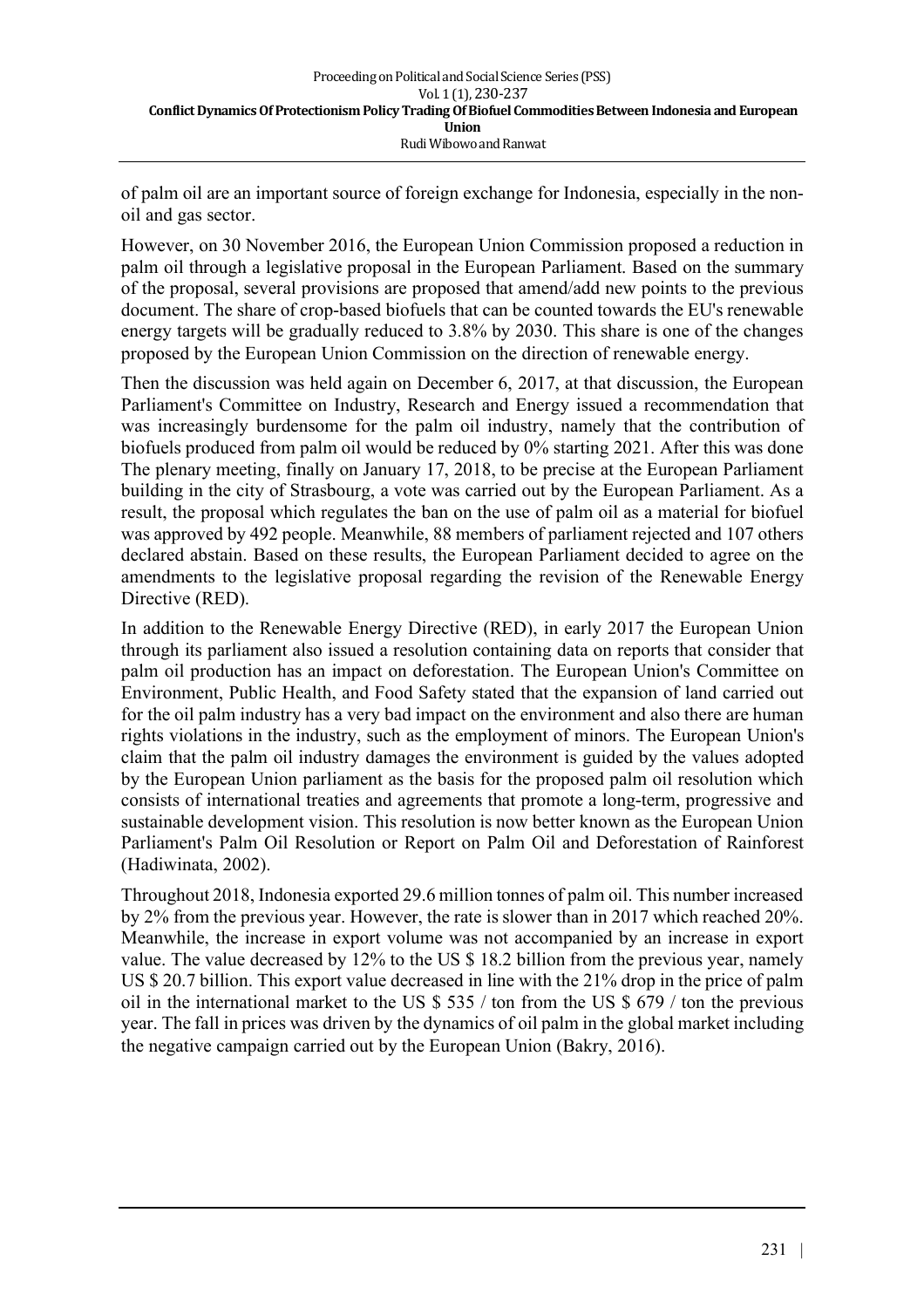of palm oil are an important source of foreign exchange for Indonesia, especially in the non-oil and gas sector.

However, on 30 November 2016, the European Union Commission proposed a reduction in palm oil through a legislative proposal in the European Parliament. Based on the summary of the proposal, several provisions are proposed that amend/add new points to the previous document. The share of crop-based biofuels that can be counted towards the EU's renewable energy targets will be gradually reduced to 3.8% by 2030. This share is one of the changes proposed by the European Union Commission on the direction of renewable energy.

Then the discussion was held again on December 6, 2017, at that discussion, the European Parliament's Committee on Industry, Research and Energy issued a recommendation that was increasingly burdensome for the palm oil industry, namely that the contribution of biofuels produced from palm oil would be reduced by 0% starting 2021. After this was done The plenary meeting, finally on January 17, 2018, to be precise at the European Parliament building in the city of Strasbourg, a vote was carried out by the European Parliament. As a result, the proposal which regulates the ban on the use of palm oil as a material for biofuel was approved by 492 people. Meanwhile, 88 members of parliament rejected and 107 others declared abstain. Based on these results, the European Parliament decided to agree on the amendments to the legislative proposal regarding the revision of the Renewable Energy Directive (RED).

In addition to the Renewable Energy Directive (RED), in early 2017 the European Union through its parliament also issued a resolution containing data on reports that consider that palm oil production has an impact on deforestation. The European Union's Committee on Environment, Public Health, and Food Safety stated that the expansion of land carried out for the oil palm industry has a very bad impact on the environment and also there are human rights violations in the industry, such as the employment of minors. The European Union's claim that the palm oil industry damages the environment is guided by the values adopted by the European Union parliament as the basis for the proposed palm oil resolution which consists of international treaties and agreements that promote a long-term, progressive and sustainable development vision. This resolution is now better known as the European Union Parliament's Palm Oil Resolution or Report on Palm Oil and Deforestation of Rainforest (Hadiwinata, 2002).

Throughout 2018, Indonesia exported 29.6 million tonnes of palm oil. This number increased by 2% from the previous year. However, the rate is slower than in 2017 which reached 20%. Meanwhile, the increase in export volume was not accompanied by an increase in export value. The value decreased by 12% to the US $ 18.2 billion from the previous year, namely US $ 20.7 billion. This export value decreased in line with the 21% drop in the price of palm oil in the international market to the US $ 535 / ton from the US $ 679 / ton the previous year. The fall in prices was driven by the dynamics of oil palm in the global market including the negative campaign carried out by the European Union (Bakry, 2016).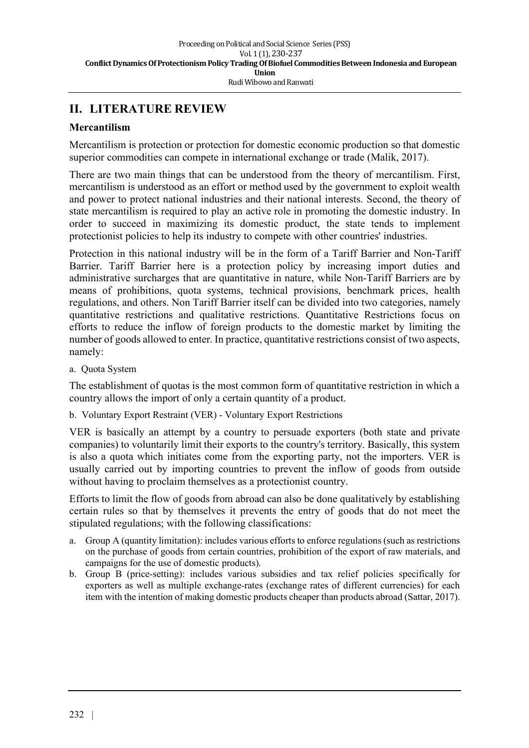## II. LITERATURE REVIEW

### Mercantilism

Mercantilism is protection or protection for domestic economic production so that domestic superior commodities can compete in international exchange or trade (Malik, 2017).

There are two main things that can be understood from the theory of mercantilism. First, mercantilism is understood as an effort or method used by the government to exploit wealth and power to protect national industries and their national interests. Second, the theory of state mercantilism is required to play an active role in promoting the domestic industry. In order to succeed in maximizing its domestic product, the state tends to implement protectionist policies to help its industry to compete with other countries' industries.

Protection in this national industry will be in the form of a Tariff Barrier and Non-Tariff Barrier. Tariff Barrier here is a protection policy by increasing import duties and administrative surcharges that are quantitative in nature, while Non-Tariff Barriers are by means of prohibitions, quota systems, technical provisions, benchmark prices, health regulations, and others. Non Tariff Barrier itself can be divided into two categories, namely quantitative restrictions and qualitative restrictions. Quantitative Restrictions focus on efforts to reduce the inflow of foreign products to the domestic market by limiting the number of goods allowed to enter. In practice, quantitative restrictions consist of two aspects, namely:

a. Quota System

The establishment of quotas is the most common form of quantitative restriction in which a country allows the import of only a certain quantity of a product.

b. Voluntary Export Restraint (VER) - Voluntary Export Restrictions

VER is basically an attempt by a country to persuade exporters (both state and private companies) to voluntarily limit their exports to the country's territory. Basically, this system is also a quota which initiates come from the exporting party, not the importers. VER is usually carried out by importing countries to prevent the inflow of goods from outside without having to proclaim themselves as a protectionist country.

Efforts to limit the flow of goods from abroad can also be done qualitatively by establishing certain rules so that by themselves it prevents the entry of goods that do not meet the stipulated regulations; with the following classifications:

a. Group A (quantity limitation): includes various efforts to enforce regulations (such as restrictions on the purchase of goods from certain countries, prohibition of the export of raw materials, and campaigns for the use of domestic products).
b. Group B (price-setting): includes various subsidies and tax relief policies specifically for exporters as well as multiple exchange-rates (exchange rates of different currencies) for each item with the intention of making domestic products cheaper than products abroad (Sattar, 2017).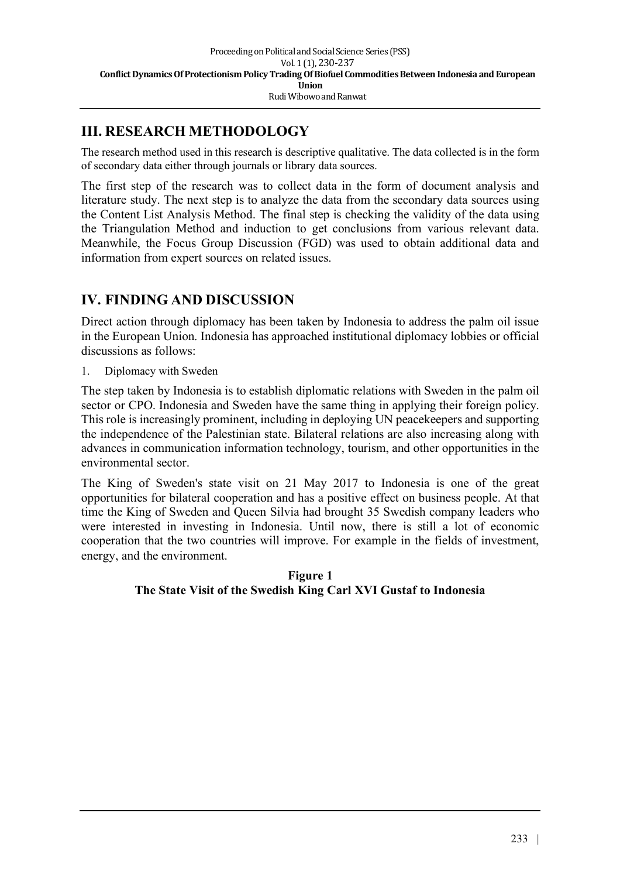## III. RESEARCH METHODOLOGY

The research method used in this research is descriptive qualitative. The data collected is in the form of secondary data either through journals or library data sources.

The first step of the research was to collect data in the form of document analysis and literature study. The next step is to analyze the data from the secondary data sources using the Content List Analysis Method. The final step is checking the validity of the data using the Triangulation Method and induction to get conclusions from various relevant data. Meanwhile, the Focus Group Discussion (FGD) was used to obtain additional data and information from expert sources on related issues.

## IV. FINDING AND DISCUSSION

Direct action through diplomacy has been taken by Indonesia to address the palm oil issue in the European Union. Indonesia has approached institutional diplomacy lobbies or official discussions as follows:

1. Diplomacy with Sweden

The step taken by Indonesia is to establish diplomatic relations with Sweden in the palm oil sector or CPO. Indonesia and Sweden have the same thing in applying their foreign policy. This role is increasingly prominent, including in deploying UN peacekeepers and supporting the independence of the Palestinian state. Bilateral relations are also increasing along with advances in communication information technology, tourism, and other opportunities in the environmental sector.

The King of Sweden's state visit on 21 May 2017 to Indonesia is one of the great opportunities for bilateral cooperation and has a positive effect on business people. At that time the King of Sweden and Queen Silvia had brought 35 Swedish company leaders who were interested in investing in Indonesia. Until now, there is still a lot of economic cooperation that the two countries will improve. For example in the fields of investment, energy, and the environment.

**Figure 1**
**The State Visit of the Swedish King Carl XVI Gustaf to Indonesia**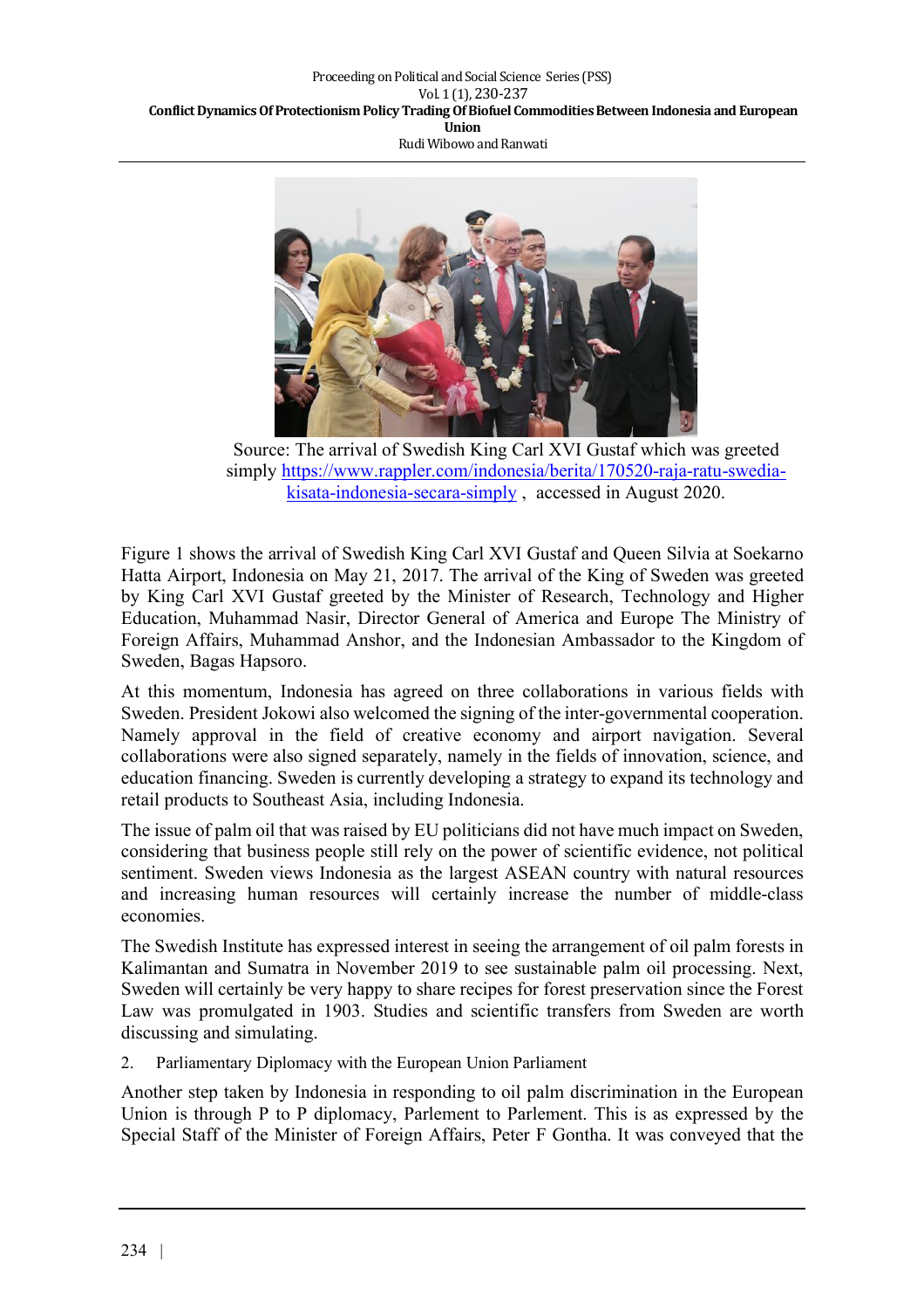Source: The arrival of Swedish King Carl XVI Gustaf which was greeted simply https://www.rappler.com/indonesia/berita/170520-raja-ratu-swedia-kisata-indonesia-secara-simply , accessed in August 2020.

Figure 1 shows the arrival of Swedish King Carl XVI Gustaf and Queen Silvia at Soekarno Hatta Airport, Indonesia on May 21, 2017. The arrival of the King of Sweden was greeted by King Carl XVI Gustaf greeted by the Minister of Research, Technology and Higher Education, Muhammad Nasir, Director General of America and Europe The Ministry of Foreign Affairs, Muhammad Anshor, and the Indonesian Ambassador to the Kingdom of Sweden, Bagas Hapsoro.

At this momentum, Indonesia has agreed on three collaborations in various fields with Sweden. President Jokowi also welcomed the signing of the inter-governmental cooperation. Namely approval in the field of creative economy and airport navigation. Several collaborations were also signed separately, namely in the fields of innovation, science, and education financing. Sweden is currently developing a strategy to expand its technology and retail products to Southeast Asia, including Indonesia.

The issue of palm oil that was raised by EU politicians did not have much impact on Sweden, considering that business people still rely on the power of scientific evidence, not political sentiment. Sweden views Indonesia as the largest ASEAN country with natural resources and increasing human resources will certainly increase the number of middle-class economies.

The Swedish Institute has expressed interest in seeing the arrangement of oil palm forests in Kalimantan and Sumatra in November 2019 to see sustainable palm oil processing. Next, Sweden will certainly be very happy to share recipes for forest preservation since the Forest Law was promulgated in 1903. Studies and scientific transfers from Sweden are worth discussing and simulating.

2. Parliamentary Diplomacy with the European Union Parliament

Another step taken by Indonesia in responding to oil palm discrimination in the European Union is through P to P diplomacy, Parlement to Parlement. This is as expressed by the Special Staff of the Minister of Foreign Affairs, Peter F Gontha. It was conveyed that the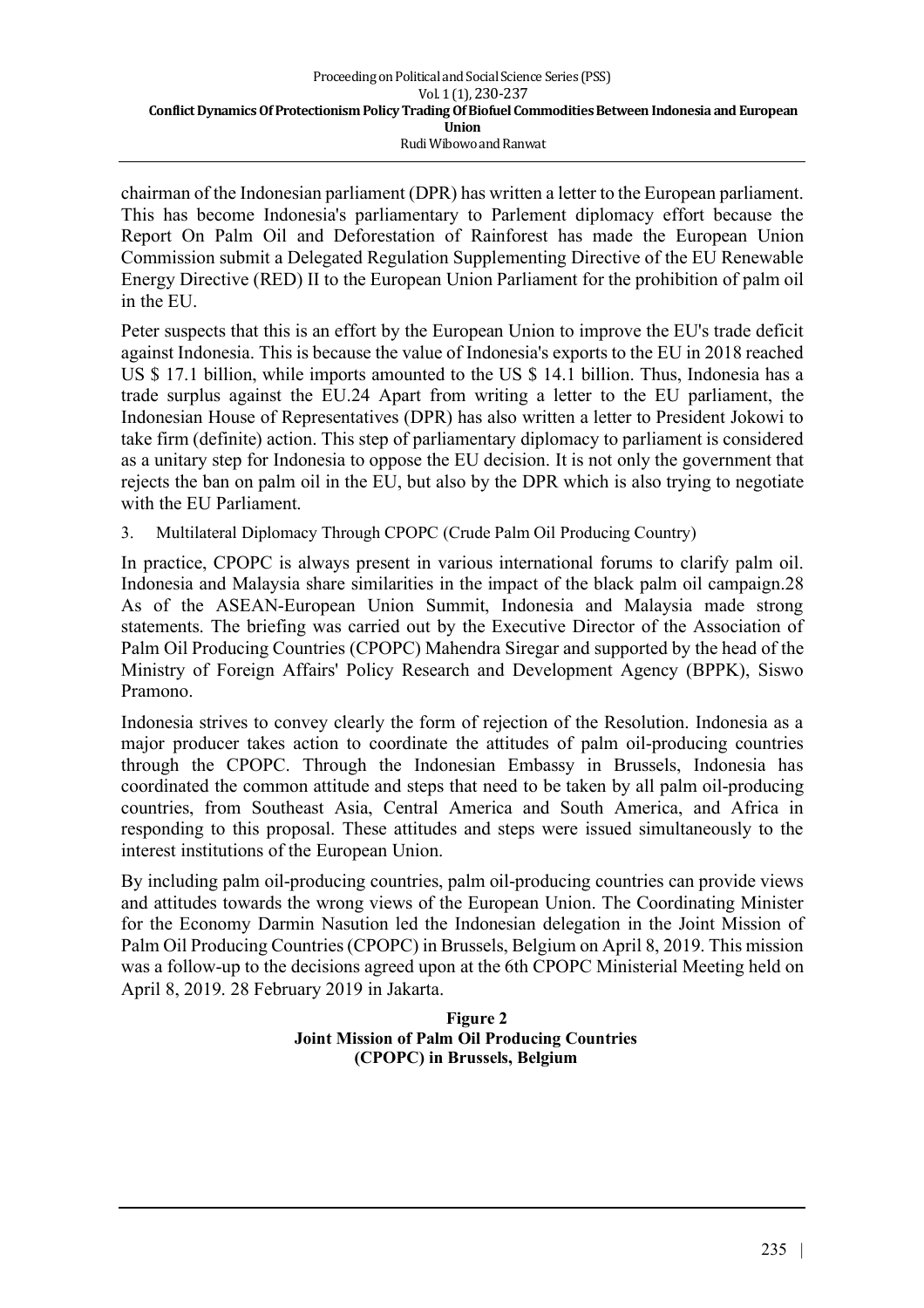chairman of the Indonesian parliament (DPR) has written a letter to the European parliament. This has become Indonesia's parliamentary to Parlement diplomacy effort because the Report On Palm Oil and Deforestation of Rainforest has made the European Union Commission submit a Delegated Regulation Supplementing Directive of the EU Renewable Energy Directive (RED) II to the European Union Parliament for the prohibition of palm oil in the EU.

Peter suspects that this is an effort by the European Union to improve the EU's trade deficit against Indonesia. This is because the value of Indonesia's exports to the EU in 2018 reached US $ 17.1 billion, while imports amounted to the US $ 14.1 billion. Thus, Indonesia has a trade surplus against the EU.24 Apart from writing a letter to the EU parliament, the Indonesian House of Representatives (DPR) has also written a letter to President Jokowi to take firm (definite) action. This step of parliamentary diplomacy to parliament is considered as a unitary step for Indonesia to oppose the EU decision. It is not only the government that rejects the ban on palm oil in the EU, but also by the DPR which is also trying to negotiate with the EU Parliament.

3. Multilateral Diplomacy Through CPOPC (Crude Palm Oil Producing Country)

In practice, CPOPC is always present in various international forums to clarify palm oil. Indonesia and Malaysia share similarities in the impact of the black palm oil campaign.28 As of the ASEAN-European Union Summit, Indonesia and Malaysia made strong statements. The briefing was carried out by the Executive Director of the Association of Palm Oil Producing Countries (CPOPC) Mahendra Siregar and supported by the head of the Ministry of Foreign Affairs' Policy Research and Development Agency (BPPK), Siswo Pramono.

Indonesia strives to convey clearly the form of rejection of the Resolution. Indonesia as a major producer takes action to coordinate the attitudes of palm oil-producing countries through the CPOPC. Through the Indonesian Embassy in Brussels, Indonesia has coordinated the common attitude and steps that need to be taken by all palm oil-producing countries, from Southeast Asia, Central America and South America, and Africa in responding to this proposal. These attitudes and steps were issued simultaneously to the interest institutions of the European Union.

By including palm oil-producing countries, palm oil-producing countries can provide views and attitudes towards the wrong views of the European Union. The Coordinating Minister for the Economy Darmin Nasution led the Indonesian delegation in the Joint Mission of Palm Oil Producing Countries (CPOPC) in Brussels, Belgium on April 8, 2019. This mission was a follow-up to the decisions agreed upon at the 6th CPOPC Ministerial Meeting held on April 8, 2019. 28 February 2019 in Jakarta.

**Figure 2**
**Joint Mission of Palm Oil Producing Countries (CPOPC) in Brussels, Belgium**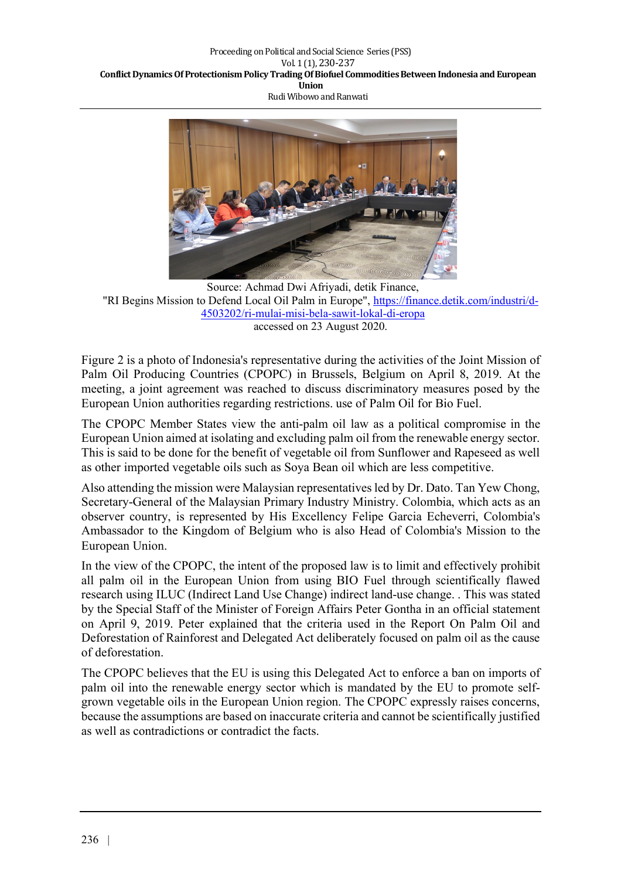Source: Achmad Dwi Afriyadi, detik Finance, "RI Begins Mission to Defend Local Oil Palm in Europe", https://finance.detik.com/industri/d-4503202/ri-mulai-misi-bela-sawit-lokal-di-eropa accessed on 23 August 2020.

Figure 2 is a photo of Indonesia's representative during the activities of the Joint Mission of Palm Oil Producing Countries (CPOPC) in Brussels, Belgium on April 8, 2019. At the meeting, a joint agreement was reached to discuss discriminatory measures posed by the European Union authorities regarding restrictions. use of Palm Oil for Bio Fuel.

The CPOPC Member States view the anti-palm oil law as a political compromise in the European Union aimed at isolating and excluding palm oil from the renewable energy sector. This is said to be done for the benefit of vegetable oil from Sunflower and Rapeseed as well as other imported vegetable oils such as Soya Bean oil which are less competitive.

Also attending the mission were Malaysian representatives led by Dr. Dato. Tan Yew Chong, Secretary-General of the Malaysian Primary Industry Ministry. Colombia, which acts as an observer country, is represented by His Excellency Felipe Garcia Echeverri, Colombia's Ambassador to the Kingdom of Belgium who is also Head of Colombia's Mission to the European Union.

In the view of the CPOPC, the intent of the proposed law is to limit and effectively prohibit all palm oil in the European Union from using BIO Fuel through scientifically flawed research using ILUC (Indirect Land Use Change) indirect land-use change. . This was stated by the Special Staff of the Minister of Foreign Affairs Peter Gontha in an official statement on April 9, 2019. Peter explained that the criteria used in the Report On Palm Oil and Deforestation of Rainforest and Delegated Act deliberately focused on palm oil as the cause of deforestation.

The CPOPC believes that the EU is using this Delegated Act to enforce a ban on imports of palm oil into the renewable energy sector which is mandated by the EU to promote self-grown vegetable oils in the European Union region. The CPOPC expressly raises concerns, because the assumptions are based on inaccurate criteria and cannot be scientifically justified as well as contradictions or contradict the facts.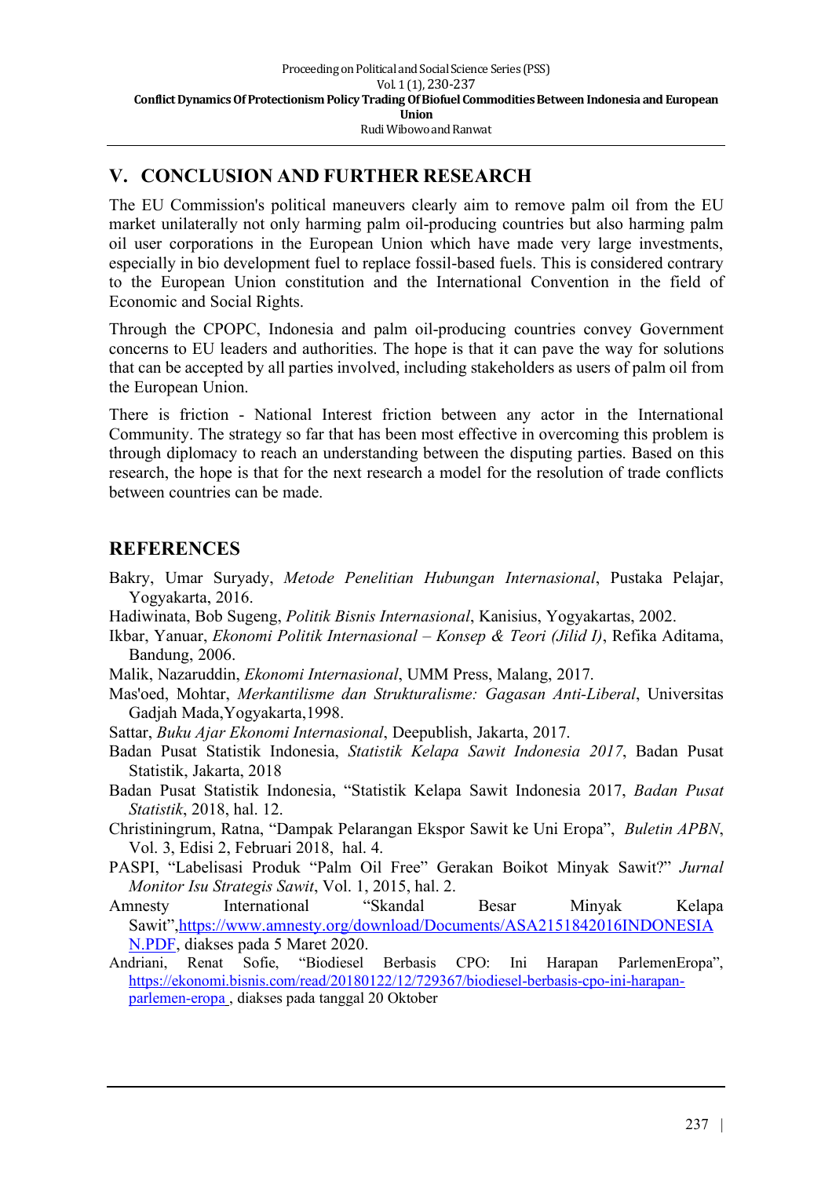## V. CONCLUSION AND FURTHER RESEARCH

The EU Commission's political maneuvers clearly aim to remove palm oil from the EU market unilaterally not only harming palm oil-producing countries but also harming palm oil user corporations in the European Union which have made very large investments, especially in bio development fuel to replace fossil-based fuels. This is considered contrary to the European Union constitution and the International Convention in the field of Economic and Social Rights.

Through the CPOPC, Indonesia and palm oil-producing countries convey Government concerns to EU leaders and authorities. The hope is that it can pave the way for solutions that can be accepted by all parties involved, including stakeholders as users of palm oil from the European Union.

There is friction - National Interest friction between any actor in the International Community. The strategy so far that has been most effective in overcoming this problem is through diplomacy to reach an understanding between the disputing parties. Based on this research, the hope is that for the next research a model for the resolution of trade conflicts between countries can be made.

## REFERENCES

Bakry, Umar Suryady, *Metode Penelitian Hubungan Internasional*, Pustaka Pelajar, Yogyakarta, 2016.

Hadiwinata, Bob Sugeng, *Politik Bisnis Internasional*, Kanisius, Yogyakartas, 2002.

Ikbar, Yanuar, *Ekonomi Politik Internasional – Konsep & Teori (Jilid I)*, Refika Aditama, Bandung, 2006.

Malik, Nazaruddin, *Ekonomi Internasional*, UMM Press, Malang, 2017.

Mas'oed, Mohtar, *Merkantilisme dan Strukturalisme: Gagasan Anti-Liberal*, Universitas Gadjah Mada,Yogyakarta,1998.

Sattar, *Buku Ajar Ekonomi Internasional*, Deepublish, Jakarta, 2017.

Badan Pusat Statistik Indonesia, *Statistik Kelapa Sawit Indonesia 2017*, Badan Pusat Statistik, Jakarta, 2018

Badan Pusat Statistik Indonesia, "Statistik Kelapa Sawit Indonesia 2017, *Badan Pusat Statistik*, 2018, hal. 12.

Christiningrum, Ratna, "Dampak Pelarangan Ekspor Sawit ke Uni Eropa", *Buletin APBN*, Vol. 3, Edisi 2, Februari 2018, hal. 4.

PASPI, "Labelisasi Produk "Palm Oil Free" Gerakan Boikot Minyak Sawit?" *Jurnal Monitor Isu Strategis Sawit*, Vol. 1, 2015, hal. 2.

Amnesty International "Skandal Besar Minyak Kelapa Sawit",https://www.amnesty.org/download/Documents/ASA2151842016INDONESIAN.PDF, diakses pada 5 Maret 2020.

Andriani, Renat Sofie, "Biodiesel Berbasis CPO: Ini Harapan ParlemenEropa", https://ekonomi.bisnis.com/read/20180122/12/729367/biodiesel-berbasis-cpo-ini-harapan-parlemen-eropa , diakses pada tanggal 20 Oktober